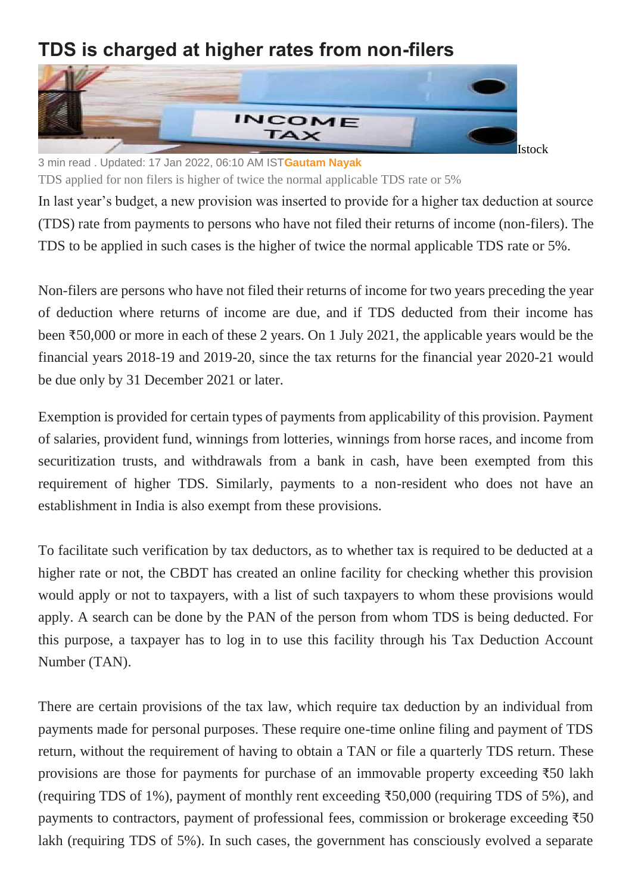# TDS is charged at higher rates from non-filers

Istock

3 min read . Updated: 17 Jan 2022, 06:10 AM IST **Gautam Nayak**

TDS applied for non filers is higher of twice the normal applicable TDS rate or 5%

In last year's budget, a new provision was inserted to provide for a higher tax deduction at source (TDS) rate from payments to persons who have not filed their returns of income (non-filers). The TDS to be applied in such cases is the higher of twice the normal applicable TDS rate or 5%.

Non-filers are persons who have not filed their returns of income for two years preceding the year of deduction where returns of income are due, and if TDS deducted from their income has been ₹50,000 or more in each of these 2 years. On 1 July 2021, the applicable years would be the financial years 2018-19 and 2019-20, since the tax returns for the financial year 2020-21 would be due only by 31 December 2021 or later.

Exemption is provided for certain types of payments from applicability of this provision. Payment of salaries, provident fund, winnings from lotteries, winnings from horse races, and income from securitization trusts, and withdrawals from a bank in cash, have been exempted from this requirement of higher TDS. Similarly, payments to a non-resident who does not have an establishment in India is also exempt from these provisions.

To facilitate such verification by tax deductors, as to whether tax is required to be deducted at a higher rate or not, the CBDT has created an online facility for checking whether this provision would apply or not to taxpayers, with a list of such taxpayers to whom these provisions would apply. A search can be done by the PAN of the person from whom TDS is being deducted. For this purpose, a taxpayer has to log in to use this facility through his Tax Deduction Account Number (TAN).

There are certain provisions of the tax law, which require tax deduction by an individual from payments made for personal purposes. These require one-time online filing and payment of TDS return, without the requirement of having to obtain a TAN or file a quarterly TDS return. These provisions are those for payments for purchase of an immovable property exceeding ₹50 lakh (requiring TDS of 1%), payment of monthly rent exceeding ₹50,000 (requiring TDS of 5%), and payments to contractors, payment of professional fees, commission or brokerage exceeding ₹50 lakh (requiring TDS of 5%). In such cases, the government has consciously evolved a separate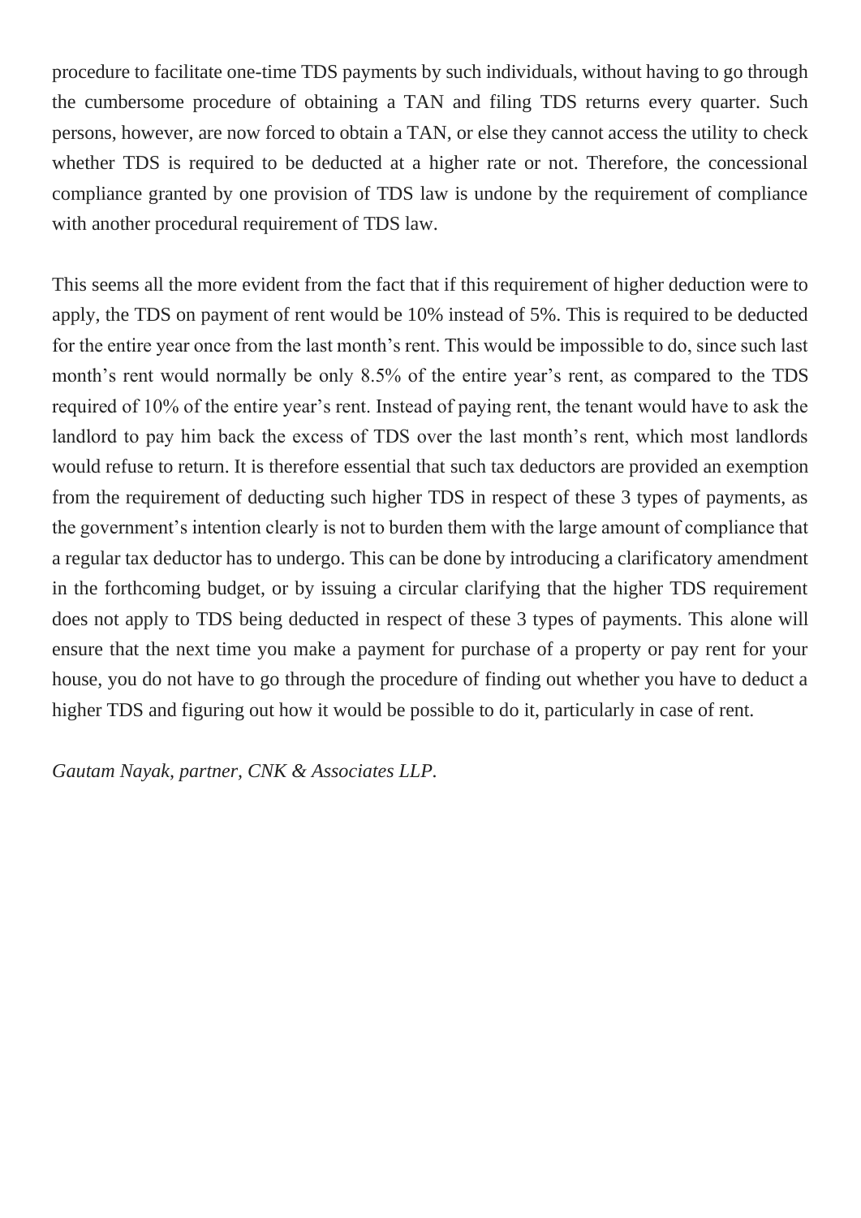procedure to facilitate one-time TDS payments by such individuals, without having to go through the cumbersome procedure of obtaining a TAN and filing TDS returns every quarter. Such persons, however, are now forced to obtain a TAN, or else they cannot access the utility to check whether TDS is required to be deducted at a higher rate or not. Therefore, the concessional compliance granted by one provision of TDS law is undone by the requirement of compliance with another procedural requirement of TDS law.

This seems all the more evident from the fact that if this requirement of higher deduction were to apply, the TDS on payment of rent would be 10% instead of 5%. This is required to be deducted for the entire year once from the last month's rent. This would be impossible to do, since such last month's rent would normally be only 8.5% of the entire year's rent, as compared to the TDS required of 10% of the entire year's rent. Instead of paying rent, the tenant would have to ask the landlord to pay him back the excess of TDS over the last month's rent, which most landlords would refuse to return. It is therefore essential that such tax deductors are provided an exemption from the requirement of deducting such higher TDS in respect of these 3 types of payments, as the government's intention clearly is not to burden them with the large amount of compliance that a regular tax deductor has to undergo. This can be done by introducing a clarificatory amendment in the forthcoming budget, or by issuing a circular clarifying that the higher TDS requirement does not apply to TDS being deducted in respect of these 3 types of payments. This alone will ensure that the next time you make a payment for purchase of a property or pay rent for your house, you do not have to go through the procedure of finding out whether you have to deduct a higher TDS and figuring out how it would be possible to do it, particularly in case of rent.

*Gautam Nayak, partner, CNK & Associates LLP.*